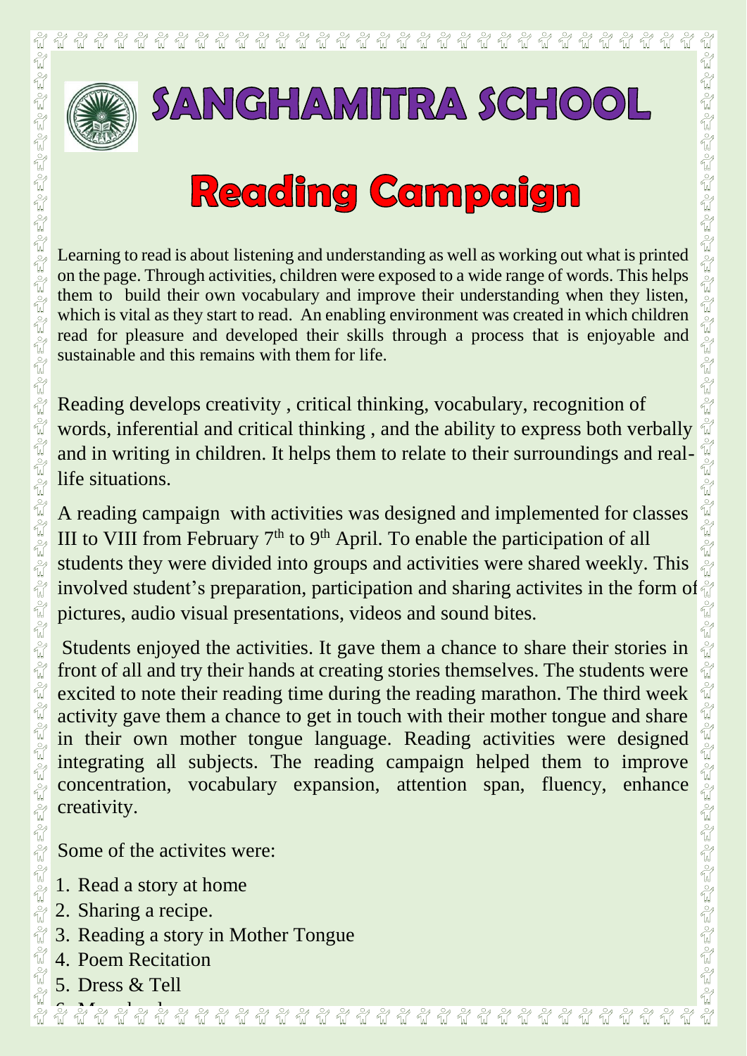# SANGHAMITRA SCHOOL

## Reading Campaign

Learning to read is about listening and understanding as well as working out what is printed on the page. Through activities, children were exposed to a wide range of words. This helps them to build their own vocabulary and improve their understanding when they listen, which is vital as they start to read. An enabling environment was created in which children read for pleasure and developed their skills through a process that is enjoyable and sustainable and this remains with them for life.

Reading develops creativity , critical thinking, vocabulary, recognition of words, inferential and critical thinking , and the ability to express both verbally and in writing in children. It helps them to relate to their surroundings and real-life situations.

A reading campaign with activities was designed and implemented for classes III to VIII from February 7th to 9th April. To enable the participation of all students they were divided into groups and activities were shared weekly. This involved student's preparation, participation and sharing activites in the form of pictures, audio visual presentations, videos and sound bites.

Students enjoyed the activities. It gave them a chance to share their stories in front of all and try their hands at creating stories themselves. The students were excited to note their reading time during the reading marathon. The third week activity gave them a chance to get in touch with their mother tongue and share in their own mother tongue language. Reading activities were designed integrating all subjects. The reading campaign helped them to improve concentration, vocabulary expansion, attention span, fluency, enhance creativity.

Some of the activites were:

1. Read a story at home
2. Sharing a recipe.
3. Reading a story in Mother Tongue
4. Poem Recitation
5. Dress & Tell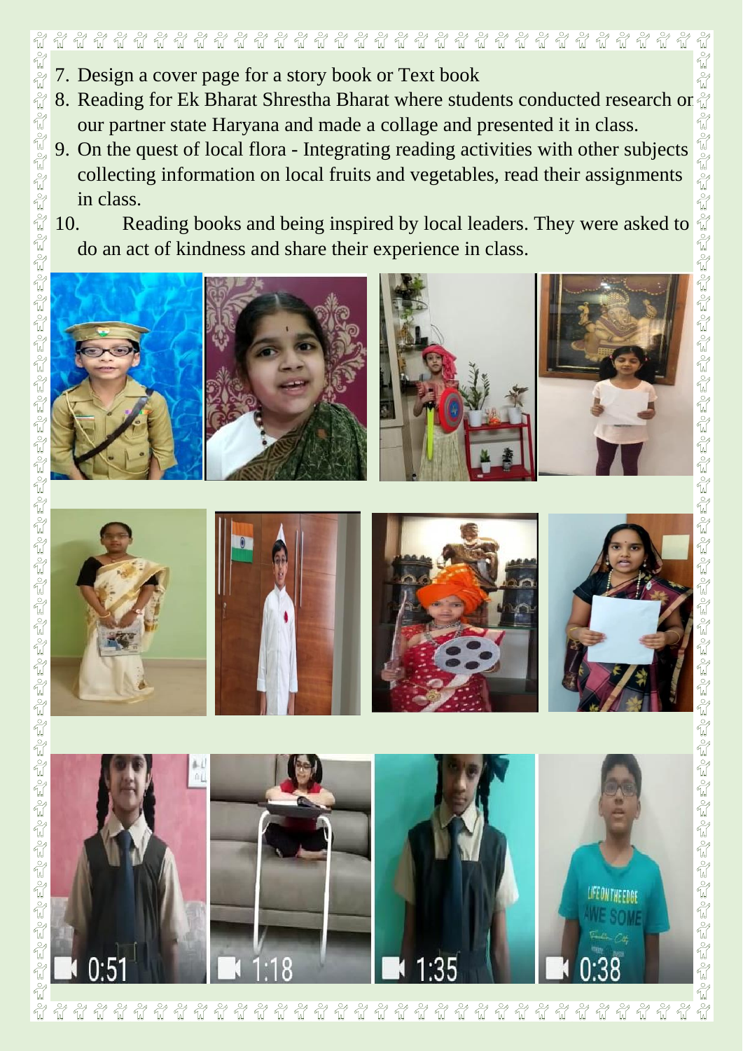7. Design a cover page for a story book or Text book
8. Reading for Ek Bharat Shrestha Bharat where students conducted research on our partner state Haryana and made a collage and presented it in class.
9. On the quest of local flora - Integrating reading activities with other subjects collecting information on local fruits and vegetables, read their assignments in class.
10. Reading books and being inspired by local leaders. They were asked to do an act of kindness and share their experience in class.